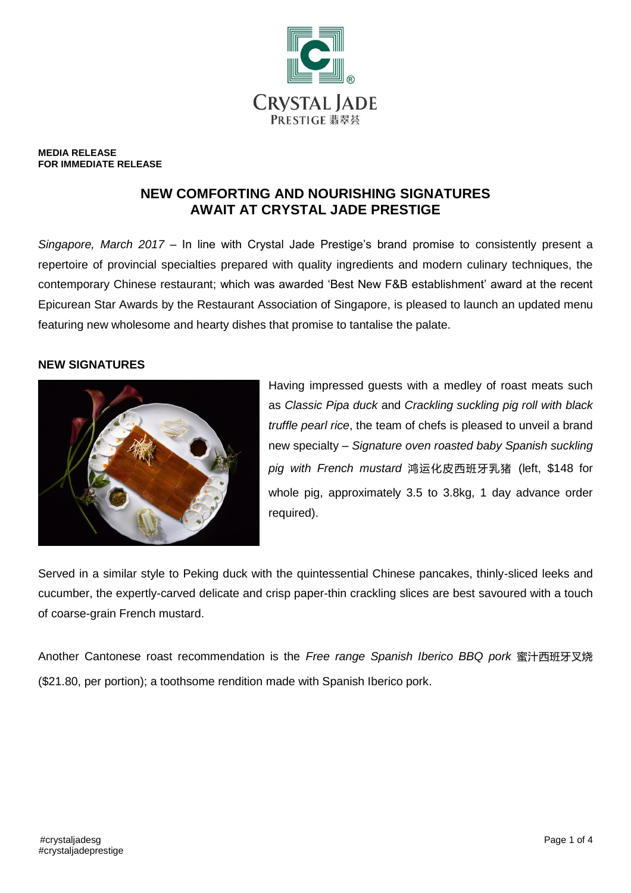**MEDIA RELEASE**
**FOR IMMEDIATE RELEASE**

# NEW COMFORTING AND NOURISHING SIGNATURES AWAIT AT CRYSTAL JADE PRESTIGE

*Singapore, March 2017* – In line with Crystal Jade Prestige's brand promise to consistently present a repertoire of provincial specialties prepared with quality ingredients and modern culinary techniques, the contemporary Chinese restaurant; which was awarded 'Best New F&B establishment' award at the recent Epicurean Star Awards by the Restaurant Association of Singapore, is pleased to launch an updated menu featuring new wholesome and hearty dishes that promise to tantalise the palate.

## NEW SIGNATURES

Having impressed guests with a medley of roast meats such as *Classic Pipa duck* and *Crackling suckling pig roll with black truffle pearl rice*, the team of chefs is pleased to unveil a brand new specialty – *Signature oven roasted baby Spanish suckling pig with French mustard* 鸿运化皮西班牙乳猪 (left, $148 for whole pig, approximately 3.5 to 3.8kg, 1 day advance order required).

Served in a similar style to Peking duck with the quintessential Chinese pancakes, thinly-sliced leeks and cucumber, the expertly-carved delicate and crisp paper-thin crackling slices are best savoured with a touch of coarse-grain French mustard.

Another Cantonese roast recommendation is the *Free range Spanish Iberico BBQ pork* 蜜汁西班牙叉烧 ($21.80, per portion); a toothsome rendition made with Spanish Iberico pork.

#crystaljadesg
#crystaljadeprestige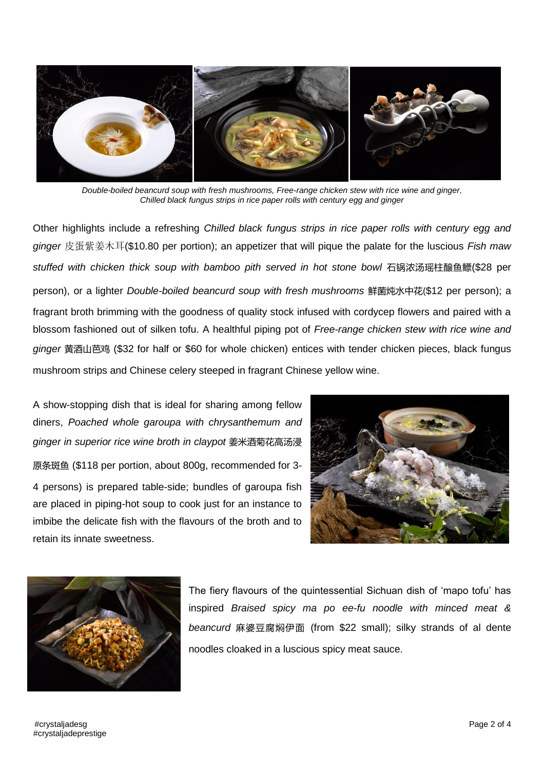*Double-boiled beancurd soup with fresh mushrooms, Free-range chicken stew with rice wine and ginger, Chilled black fungus strips in rice paper rolls with century egg and ginger*

Other highlights include a refreshing *Chilled black fungus strips in rice paper rolls with century egg and ginger* 皮蛋紫姜木耳($10.80 per portion); an appetizer that will pique the palate for the luscious *Fish maw stuffed with chicken thick soup with bamboo pith served in hot stone bowl* 石锅浓汤瑶柱釀鱼鳔($28 per person), or a lighter *Double-boiled beancurd soup with fresh mushrooms* 鲜菌炖水中花($12 per person); a fragrant broth brimming with the goodness of quality stock infused with cordycep flowers and paired with a blossom fashioned out of silken tofu. A healthful piping pot of *Free-range chicken stew with rice wine and ginger* 黄酒山芭鸡 ($32 for half or $60 for whole chicken) entices with tender chicken pieces, black fungus mushroom strips and Chinese celery steeped in fragrant Chinese yellow wine.

A show-stopping dish that is ideal for sharing among fellow diners, *Poached whole garoupa with chrysanthemum and ginger in superior rice wine broth in claypot* 姜米酒菊花高汤浸原条斑鱼 ($118 per portion, about 800g, recommended for 3-4 persons) is prepared table-side; bundles of garoupa fish are placed in piping-hot soup to cook just for an instance to imbibe the delicate fish with the flavours of the broth and to retain its innate sweetness.

The fiery flavours of the quintessential Sichuan dish of 'mapo tofu' has inspired *Braised spicy ma po ee-fu noodle with minced meat & beancurd* 麻婆豆腐焖伊面 (from $22 small); silky strands of al dente noodles cloaked in a luscious spicy meat sauce.

#crystaljadesg
#crystaljadeprestige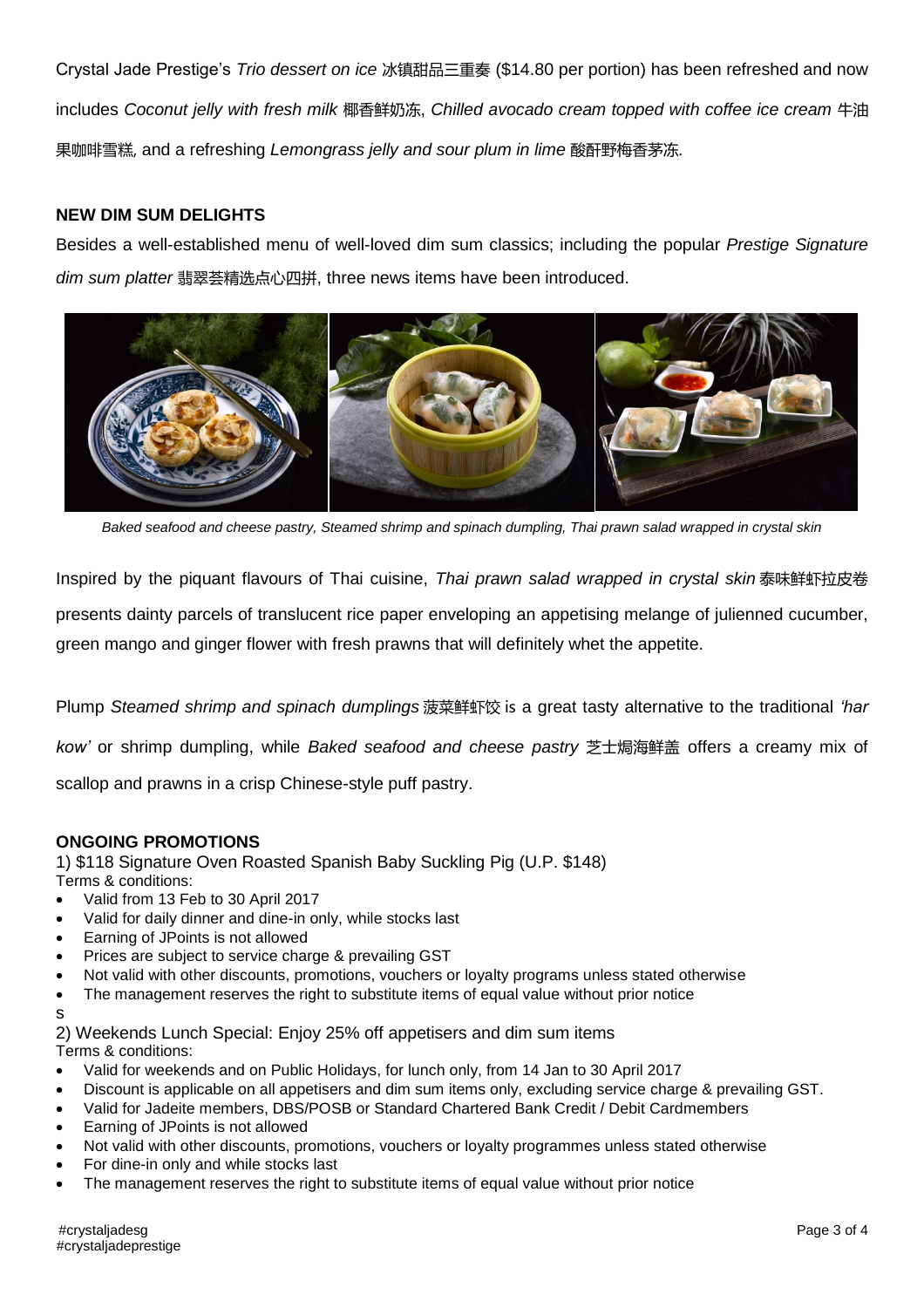Crystal Jade Prestige's *Trio dessert on ice* 冰镇甜品三重奏 ($14.80 per portion) has been refreshed and now includes *Coconut jelly with fresh milk* 椰香鲜奶冻, *Chilled avocado cream topped with coffee ice cream* 牛油果咖啡雪糕, and a refreshing *Lemongrass jelly and sour plum in lime* 酸酐野梅香茅冻.

**NEW DIM SUM DELIGHTS**

Besides a well-established menu of well-loved dim sum classics; including the popular *Prestige Signature dim sum platter* 翡翠荟精选点心四拼, three news items have been introduced.

*Baked seafood and cheese pastry, Steamed shrimp and spinach dumpling, Thai prawn salad wrapped in crystal skin*

Inspired by the piquant flavours of Thai cuisine, *Thai prawn salad wrapped in crystal skin* 泰味鲜虾拉皮卷 presents dainty parcels of translucent rice paper enveloping an appetising melange of julienned cucumber, green mango and ginger flower with fresh prawns that will definitely whet the appetite.

Plump *Steamed shrimp and spinach dumplings* 菠菜鲜虾饺 is a great tasty alternative to the traditional *'har kow'* or shrimp dumpling, while *Baked seafood and cheese pastry* 芝士焗海鲜盖 offers a creamy mix of scallop and prawns in a crisp Chinese-style puff pastry.

**ONGOING PROMOTIONS**

1) $118 Signature Oven Roasted Spanish Baby Suckling Pig (U.P. $148)

Terms & conditions:

- Valid from 13 Feb to 30 April 2017
- Valid for daily dinner and dine-in only, while stocks last
- Earning of JPoints is not allowed
- Prices are subject to service charge & prevailing GST
- Not valid with other discounts, promotions, vouchers or loyalty programs unless stated otherwise
- The management reserves the right to substitute items of equal value without prior notice

s

2) Weekends Lunch Special: Enjoy 25% off appetisers and dim sum items

Terms & conditions:

- Valid for weekends and on Public Holidays, for lunch only, from 14 Jan to 30 April 2017
- Discount is applicable on all appetisers and dim sum items only, excluding service charge & prevailing GST.
- Valid for Jadeite members, DBS/POSB or Standard Chartered Bank Credit / Debit Cardmembers
- Earning of JPoints is not allowed
- Not valid with other discounts, promotions, vouchers or loyalty programmes unless stated otherwise
- For dine-in only and while stocks last
- The management reserves the right to substitute items of equal value without prior notice

#crystaljadesg
#crystaljadeprestige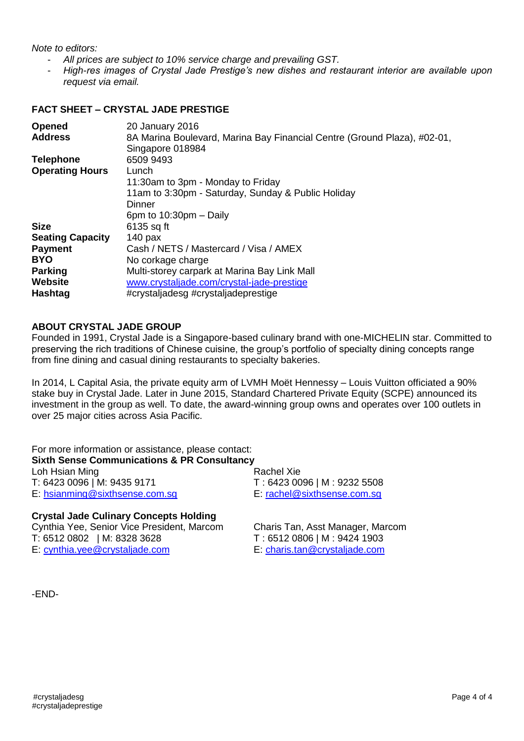*Note to editors:*

- *All prices are subject to 10% service charge and prevailing GST.*
- *High-res images of Crystal Jade Prestige's new dishes and restaurant interior are available upon request via email.*

**FACT SHEET – CRYSTAL JADE PRESTIGE**

| | |
|---|---|
| **Opened** | 20 January 2016 |
| **Address** | 8A Marina Boulevard, Marina Bay Financial Centre (Ground Plaza), #02-01, Singapore 018984 |
| **Telephone** | 6509 9493 |
| **Operating Hours** | Lunch<br>11:30am to 3pm - Monday to Friday<br>11am to 3:30pm - Saturday, Sunday & Public Holiday<br>Dinner<br>6pm to 10:30pm – Daily |
| **Size** | 6135 sq ft |
| **Seating Capacity** | 140 pax |
| **Payment** | Cash / NETS / Mastercard / Visa / AMEX |
| **BYO** | No corkage charge |
| **Parking** | Multi-storey carpark at Marina Bay Link Mall |
| **Website** | www.crystaljade.com/crystal-jade-prestige |
| **Hashtag** | #crystaljadesg #crystaljadeprestige |

**ABOUT CRYSTAL JADE GROUP**

Founded in 1991, Crystal Jade is a Singapore-based culinary brand with one-MICHELIN star. Committed to preserving the rich traditions of Chinese cuisine, the group's portfolio of specialty dining concepts range from fine dining and casual dining restaurants to specialty bakeries.

In 2014, L Capital Asia, the private equity arm of LVMH Moët Hennessy – Louis Vuitton officiated a 90% stake buy in Crystal Jade. Later in June 2015, Standard Chartered Private Equity (SCPE) announced its investment in the group as well. To date, the award-winning group owns and operates over 100 outlets in over 25 major cities across Asia Pacific.

For more information or assistance, please contact:

**Sixth Sense Communications & PR Consultancy**

Loh Hsian Ming
T: 6423 0096 | M: 9435 9171
E: hsianming@sixthsense.com.sg

Rachel Xie
T : 6423 0096 | M : 9232 5508
E: rachel@sixthsense.com.sg

**Crystal Jade Culinary Concepts Holding**

Cynthia Yee, Senior Vice President, Marcom
T: 6512 0802 | M: 8328 3628
E: cynthia.yee@crystaljade.com

Charis Tan, Asst Manager, Marcom
T : 6512 0806 | M : 9424 1903
E: charis.tan@crystaljade.com

-END-